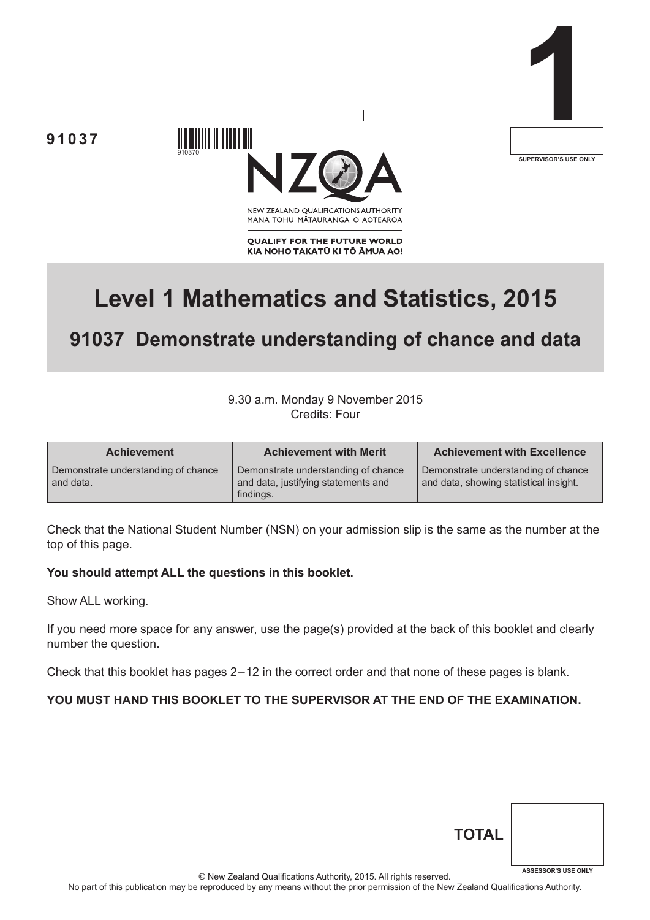91037

910370

**1**

SUPERVISOR'S USE ONLY

NEW ZEALAND QUALIFICATIONS AUTHORITY
MANA TOHU MĀTAURANGA O AOTEAROA

**QUALIFY FOR THE FUTURE WORLD**
**KIA NOHO TAKATŪ KI TŌ ĀMUA AO!**

# Level 1 Mathematics and Statistics, 2015

## 91037 Demonstrate understanding of chance and data

9.30 a.m. Monday 9 November 2015
Credits: Four

| Achievement | Achievement with Merit | Achievement with Excellence |
| --- | --- | --- |
| Demonstrate understanding of chance and data. | Demonstrate understanding of chance and data, justifying statements and findings. | Demonstrate understanding of chance and data, showing statistical insight. |

Check that the National Student Number (NSN) on your admission slip is the same as the number at the top of this page.

**You should attempt ALL the questions in this booklet.**

Show ALL working.

If you need more space for any answer, use the page(s) provided at the back of this booklet and clearly number the question.

Check that this booklet has pages 2 – 12 in the correct order and that none of these pages is blank.

**YOU MUST HAND THIS BOOKLET TO THE SUPERVISOR AT THE END OF THE EXAMINATION.**

**TOTAL**

ASSESSOR'S USE ONLY

© New Zealand Qualifications Authority, 2015. All rights reserved.
No part of this publication may be reproduced by any means without the prior permission of the New Zealand Qualifications Authority.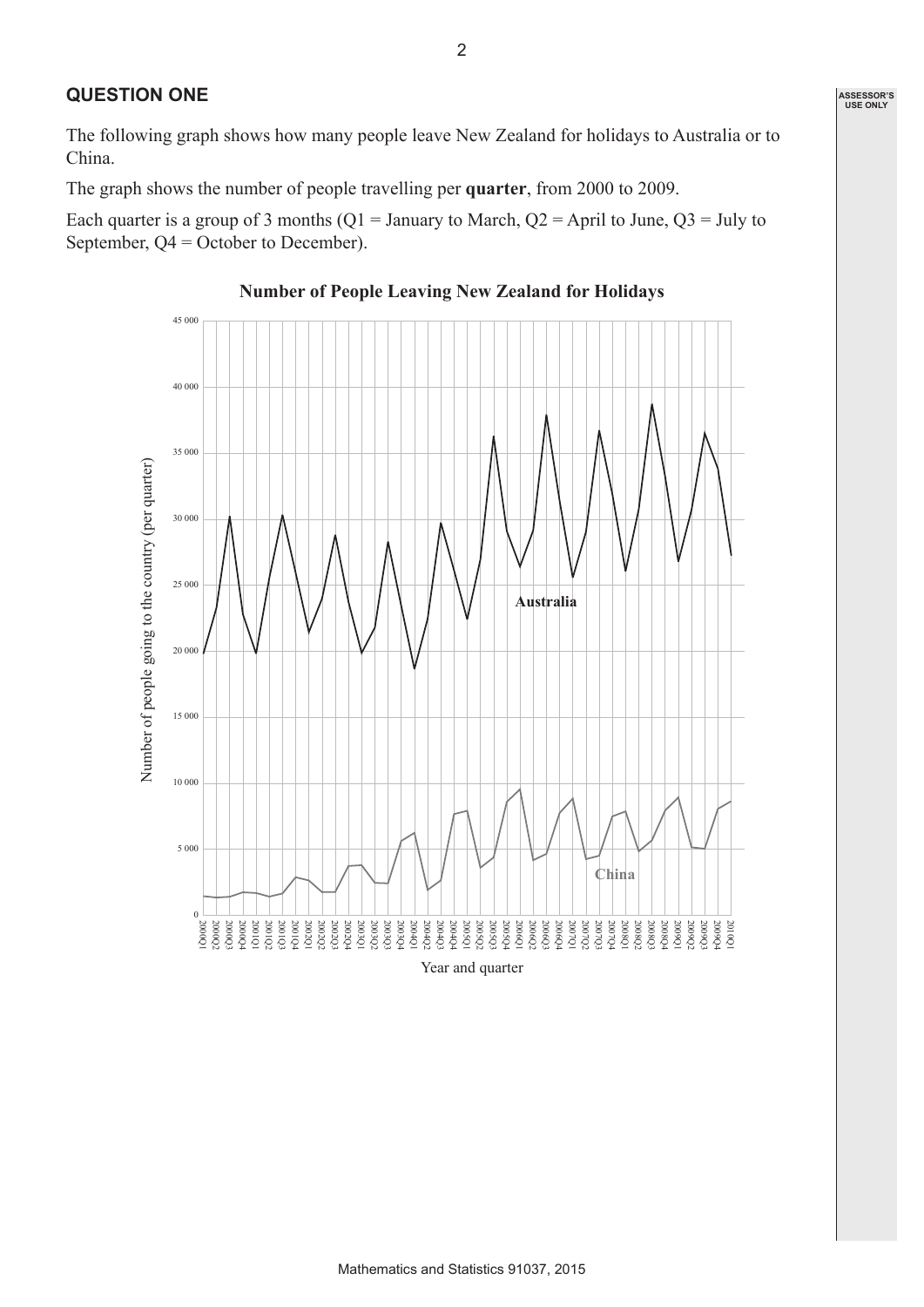## QUESTION ONE

The following graph shows how many people leave New Zealand for holidays to Australia or to China.

The graph shows the number of people travelling per **quarter**, from 2000 to 2009.

Each quarter is a group of 3 months (Q1 = January to March, Q2 = April to June, Q3 = July to September, Q4 = October to December).

**Number of People Leaving New Zealand for Holidays**

Number of people going to the country (per quarter)

Australia

China

Year and quarter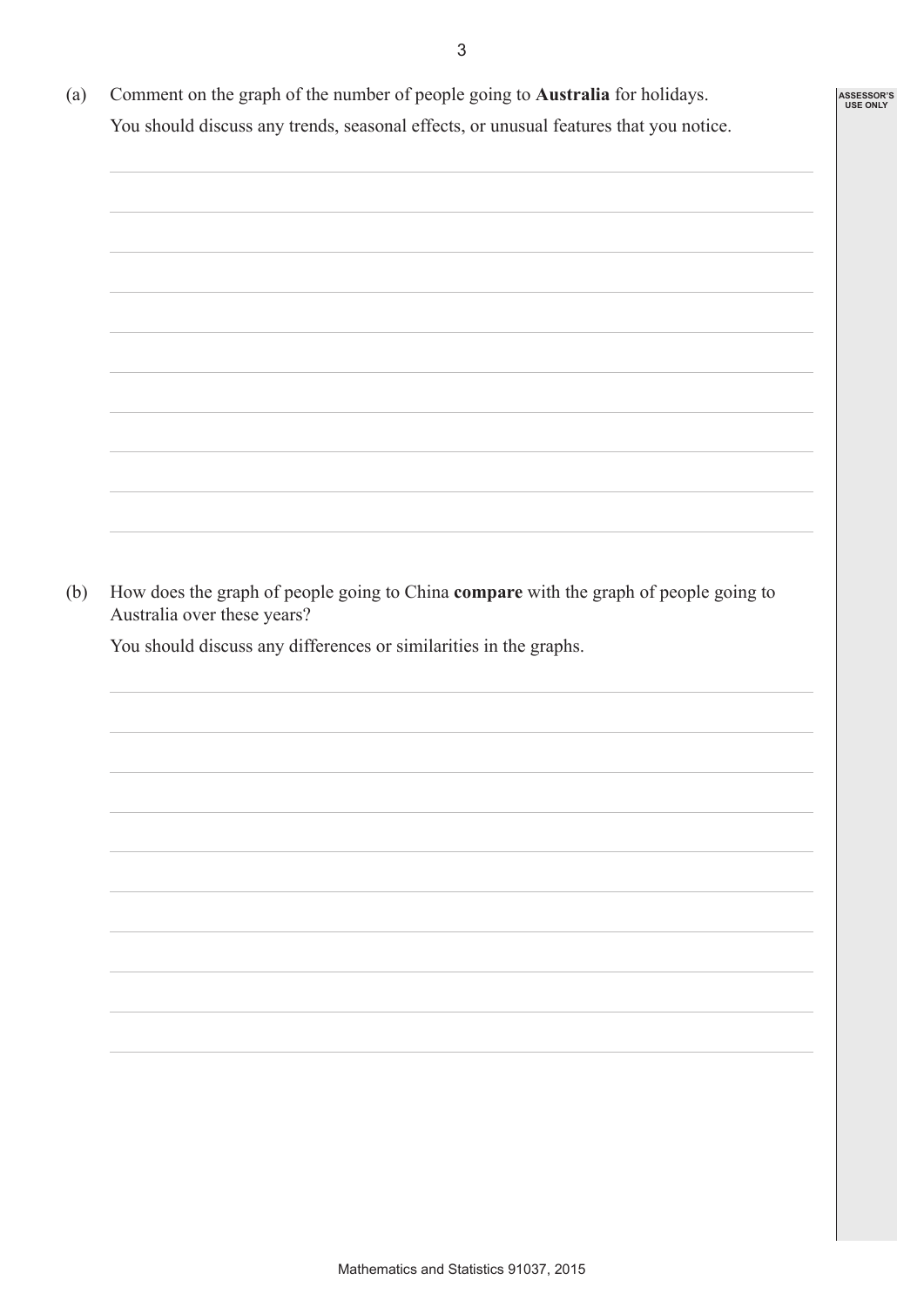(a) Comment on the graph of the number of people going to **Australia** for holidays.

You should discuss any trends, seasonal effects, or unusual features that you notice.

(b) How does the graph of people going to China **compare** with the graph of people going to Australia over these years?

You should discuss any differences or similarities in the graphs.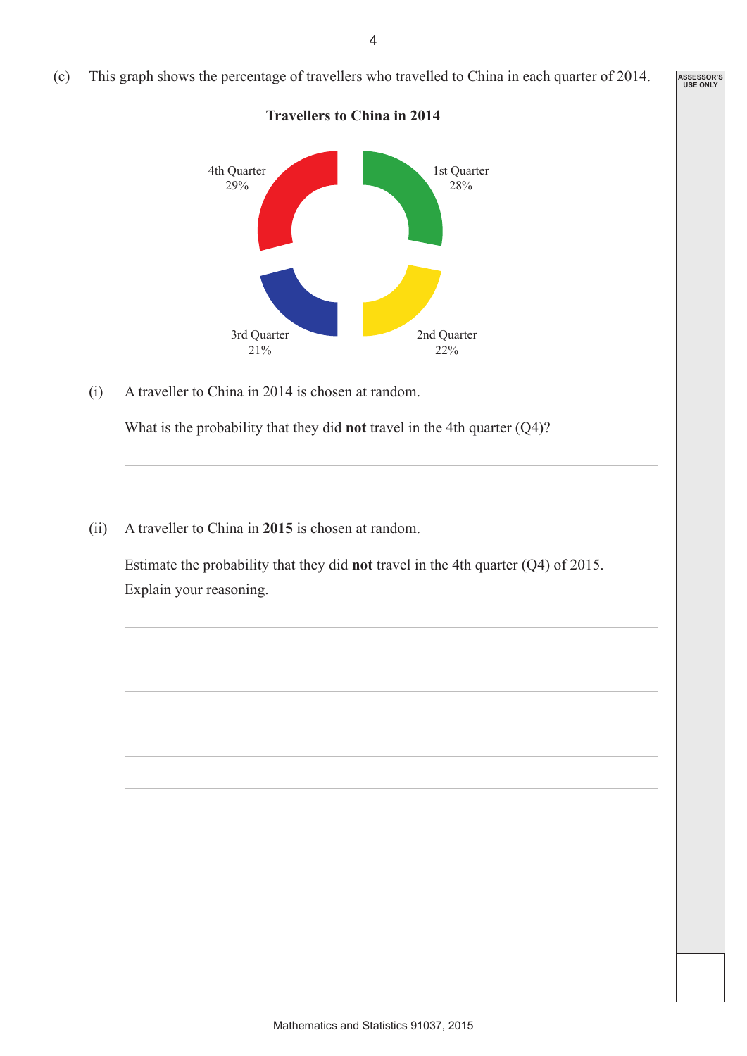(c) This graph shows the percentage of travellers who travelled to China in each quarter of 2014.

**Travellers to China in 2014**

4th Quarter 29%

1st Quarter 28%

3rd Quarter 21%

2nd Quarter 22%

(i) A traveller to China in 2014 is chosen at random.

What is the probability that they did **not** travel in the 4th quarter (Q4)?

(ii) A traveller to China in **2015** is chosen at random.

Estimate the probability that they did **not** travel in the 4th quarter (Q4) of 2015.
Explain your reasoning.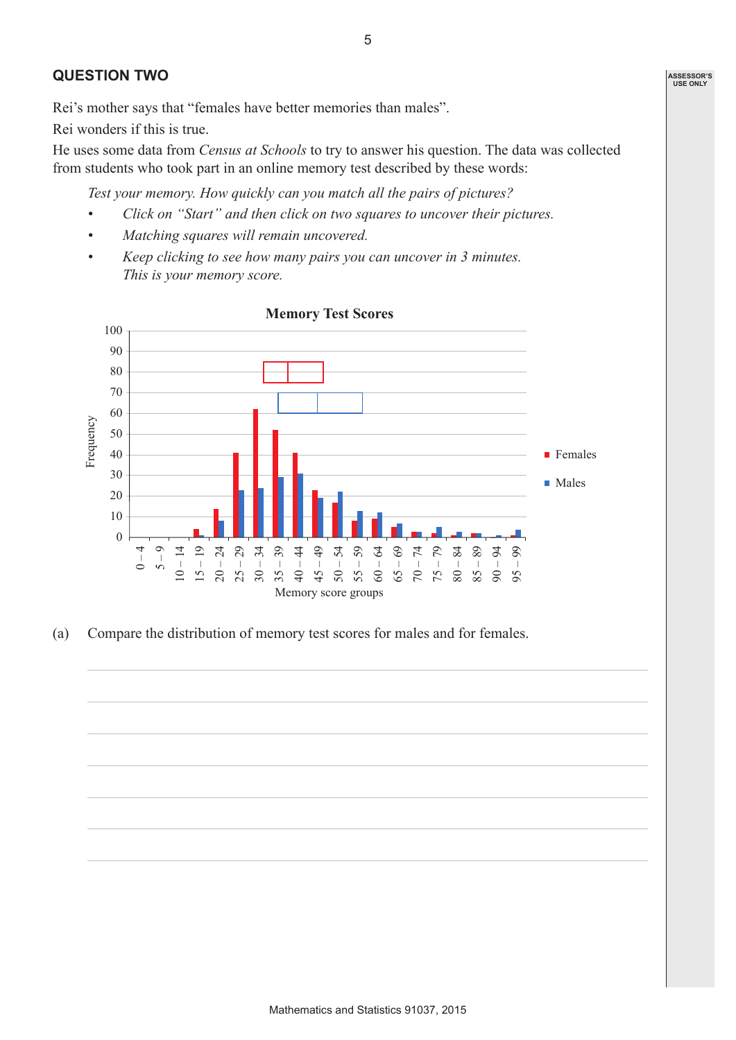## QUESTION TWO

Rei's mother says that "females have better memories than males".

Rei wonders if this is true.

He uses some data from *Census at Schools* to try to answer his question. The data was collected from students who took part in an online memory test described by these words:

> *Test your memory. How quickly can you match all the pairs of pictures?*
>
> - *Click on "Start" and then click on two squares to uncover their pictures.*
> - *Matching squares will remain uncovered.*
> - *Keep clicking to see how many pairs you can uncover in 3 minutes. This is your memory score.*

**Memory Test Scores**

(Bar chart: Frequency (0–100) vs Memory score groups (0 – 4, 5 – 9, 10 – 14, 15 – 19, 20 – 24, 25 – 29, 30 – 34, 35 – 39, 40 – 44, 45 – 49, 50 – 54, 55 – 59, 60 – 64, 65 – 69, 70 – 74, 75 – 79, 80 – 84, 85 – 89, 90 – 94, 95 – 99), with box plots for Females and Males.)

(a) Compare the distribution of memory test scores for males and for females.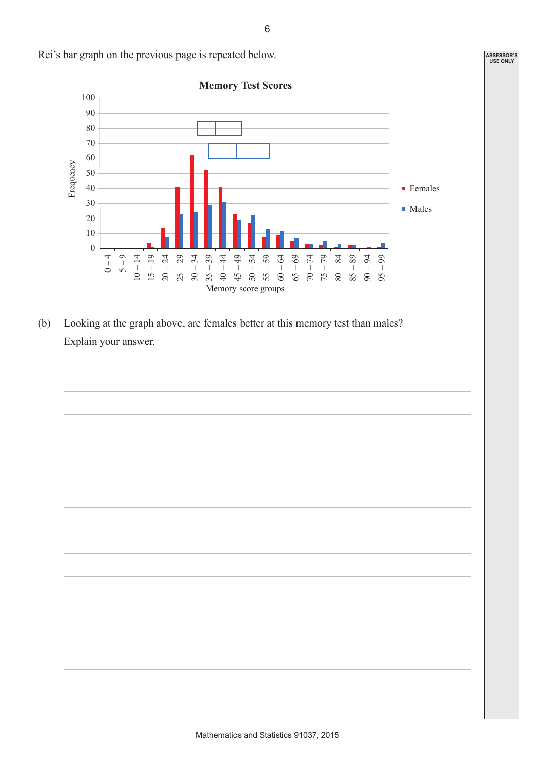Rei's bar graph on the previous page is repeated below.

(b) Looking at the graph above, are females better at this memory test than males? Explain your answer.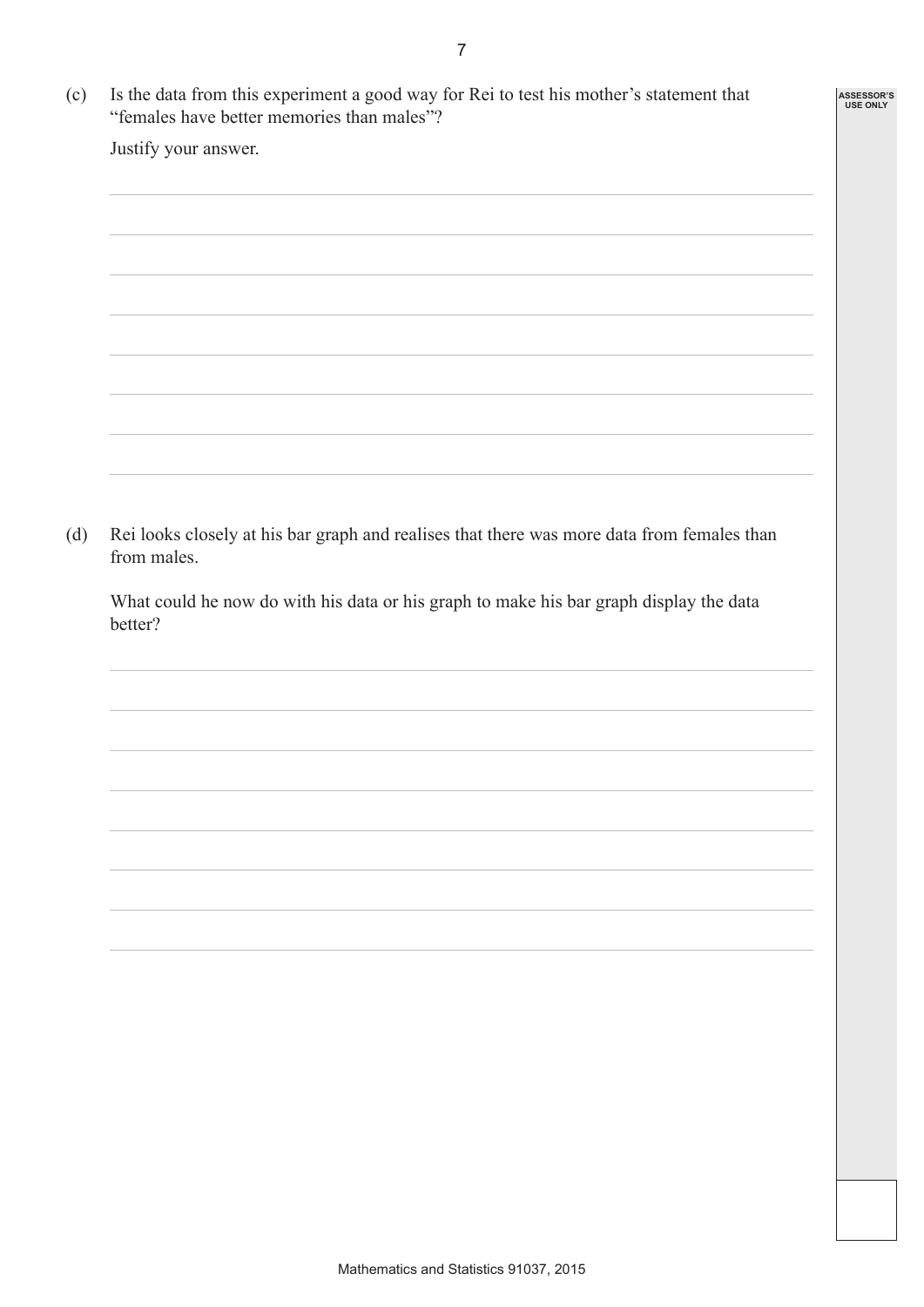(c) Is the data from this experiment a good way for Rei to test his mother's statement that "females have better memories than males"?

Justify your answer.

(d) Rei looks closely at his bar graph and realises that there was more data from females than from males.

What could he now do with his data or his graph to make his bar graph display the data better?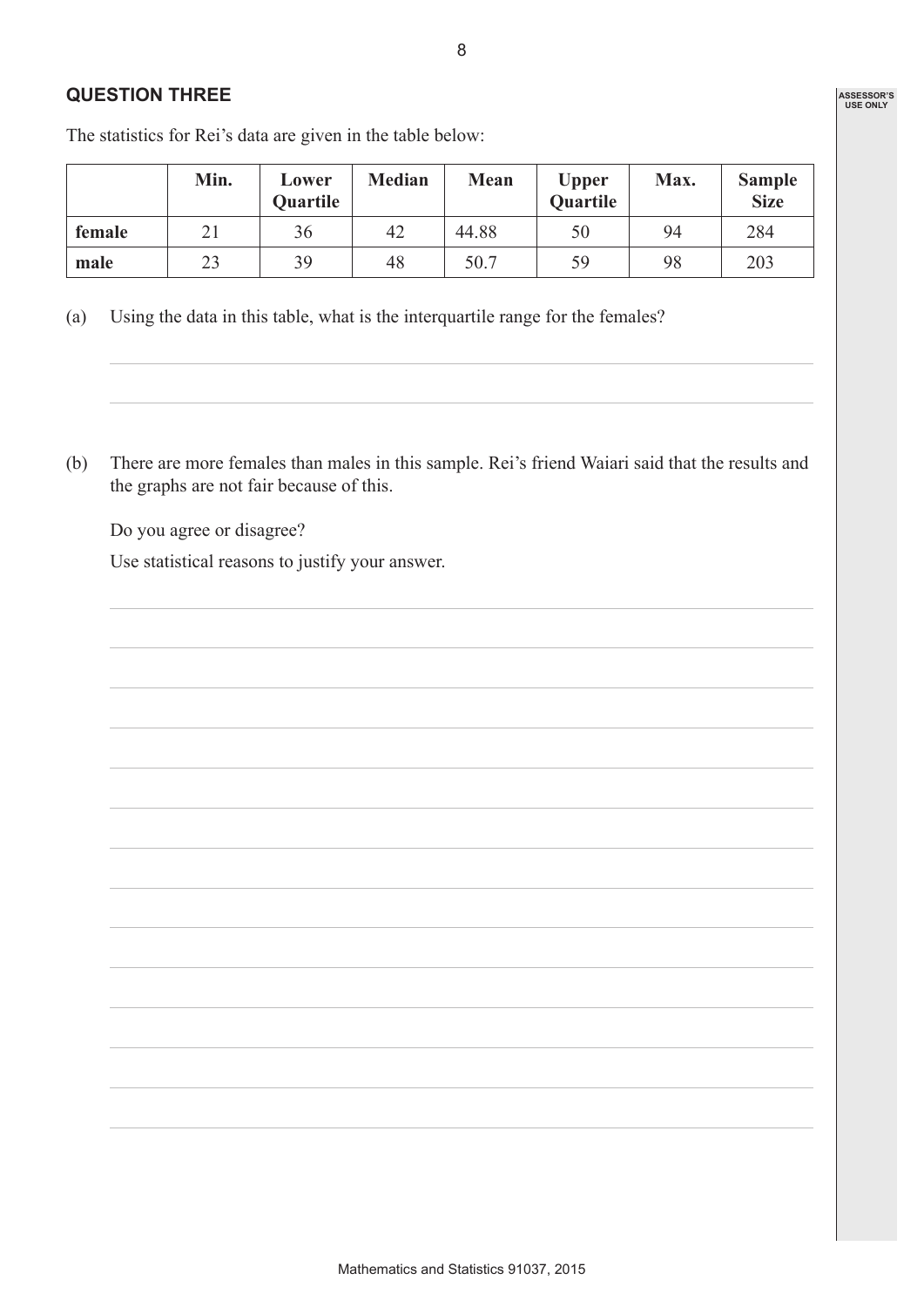## QUESTION THREE

The statistics for Rei's data are given in the table below:

| | Min. | Lower Quartile | Median | Mean | Upper Quartile | Max. | Sample Size |
|---|---|---|---|---|---|---|---|
| **female** | 21 | 36 | 42 | 44.88 | 50 | 94 | 284 |
| **male** | 23 | 39 | 48 | 50.7 | 59 | 98 | 203 |

(a) Using the data in this table, what is the interquartile range for the females?

(b) There are more females than males in this sample. Rei's friend Waiari said that the results and the graphs are not fair because of this.

Do you agree or disagree?

Use statistical reasons to justify your answer.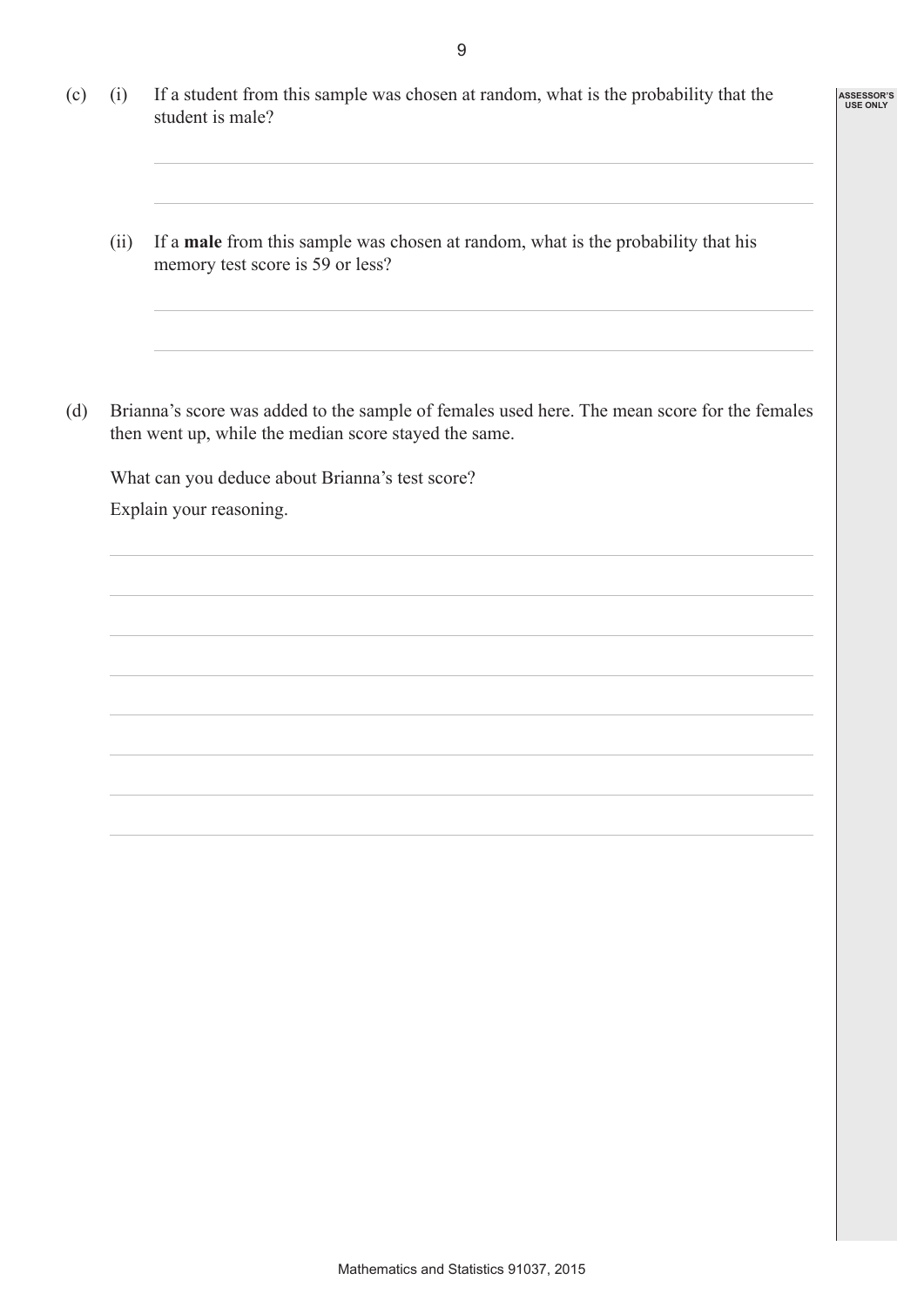(c) (i) If a student from this sample was chosen at random, what is the probability that the student is male?

(ii) If a **male** from this sample was chosen at random, what is the probability that his memory test score is 59 or less?

(d) Brianna's score was added to the sample of females used here. The mean score for the females then went up, while the median score stayed the same.

What can you deduce about Brianna's test score?

Explain your reasoning.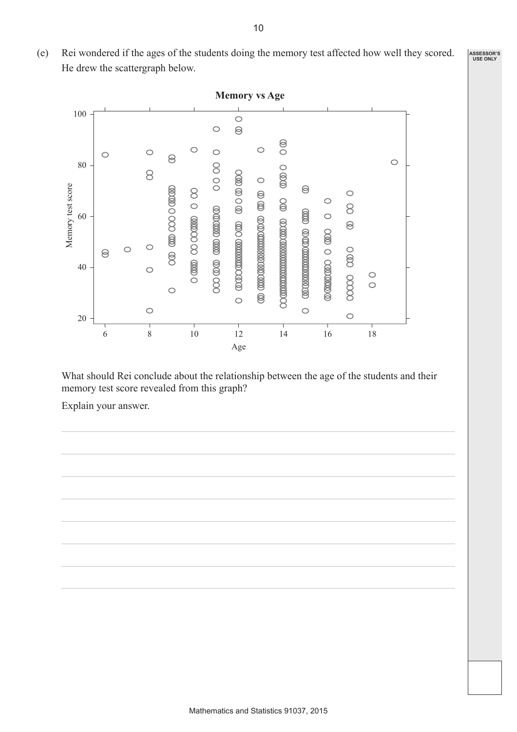(e) Rei wondered if the ages of the students doing the memory test affected how well they scored. He drew the scattergraph below.

**Memory vs Age**

What should Rei conclude about the relationship between the age of the students and their memory test score revealed from this graph?

Explain your answer.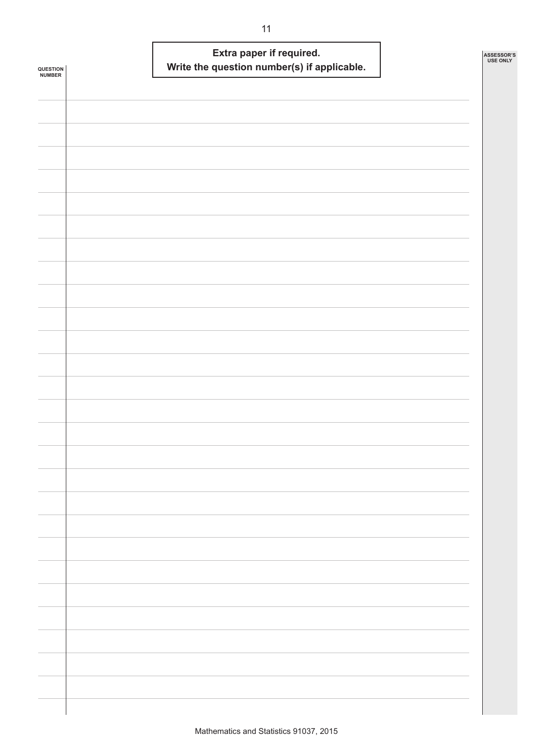**Extra paper if required.**
**Write the question number(s) if applicable.**

QUESTION NUMBER

ASSESSOR'S USE ONLY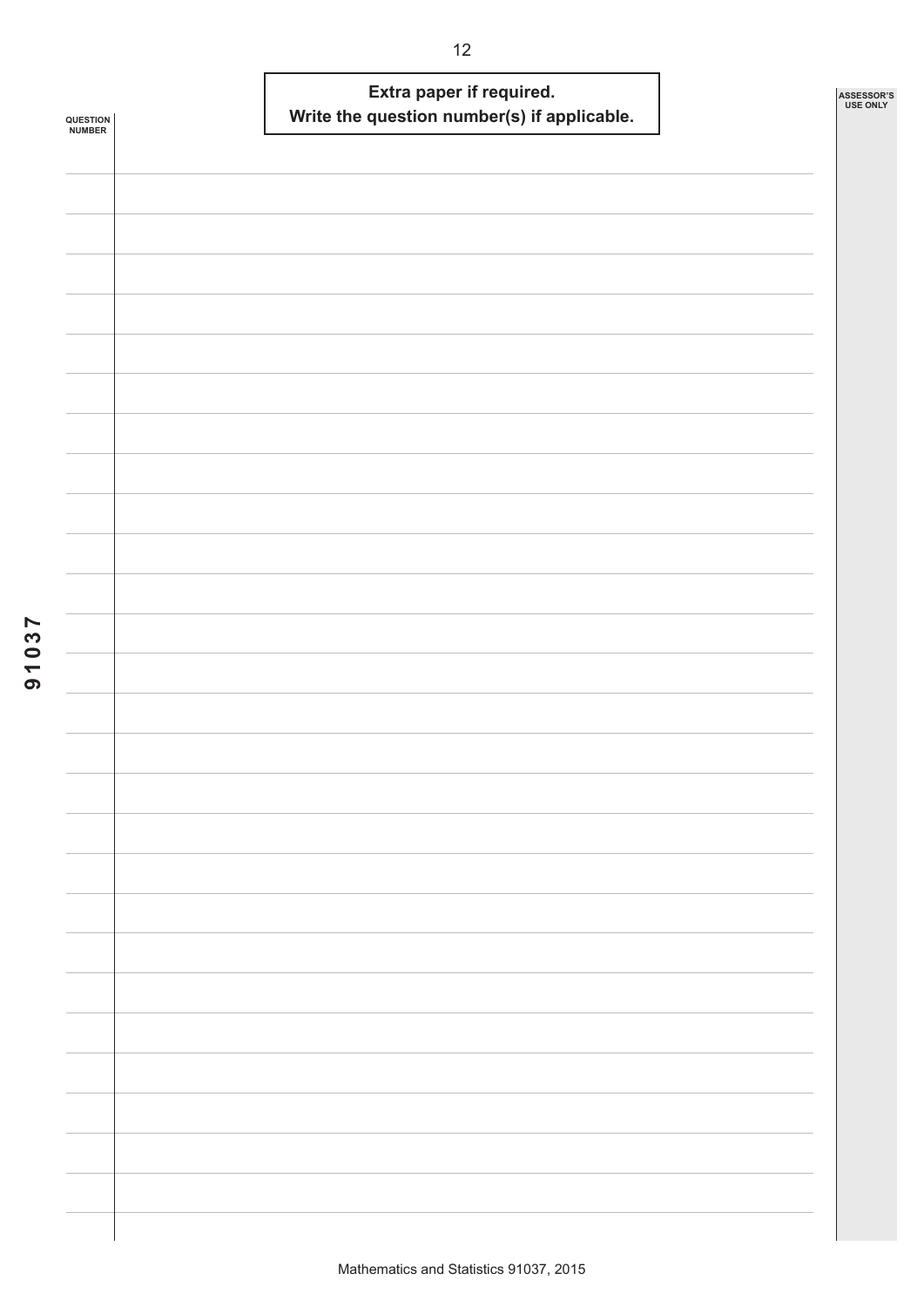**Extra paper if required.**
**Write the question number(s) if applicable.**

QUESTION NUMBER

ASSESSOR'S USE ONLY